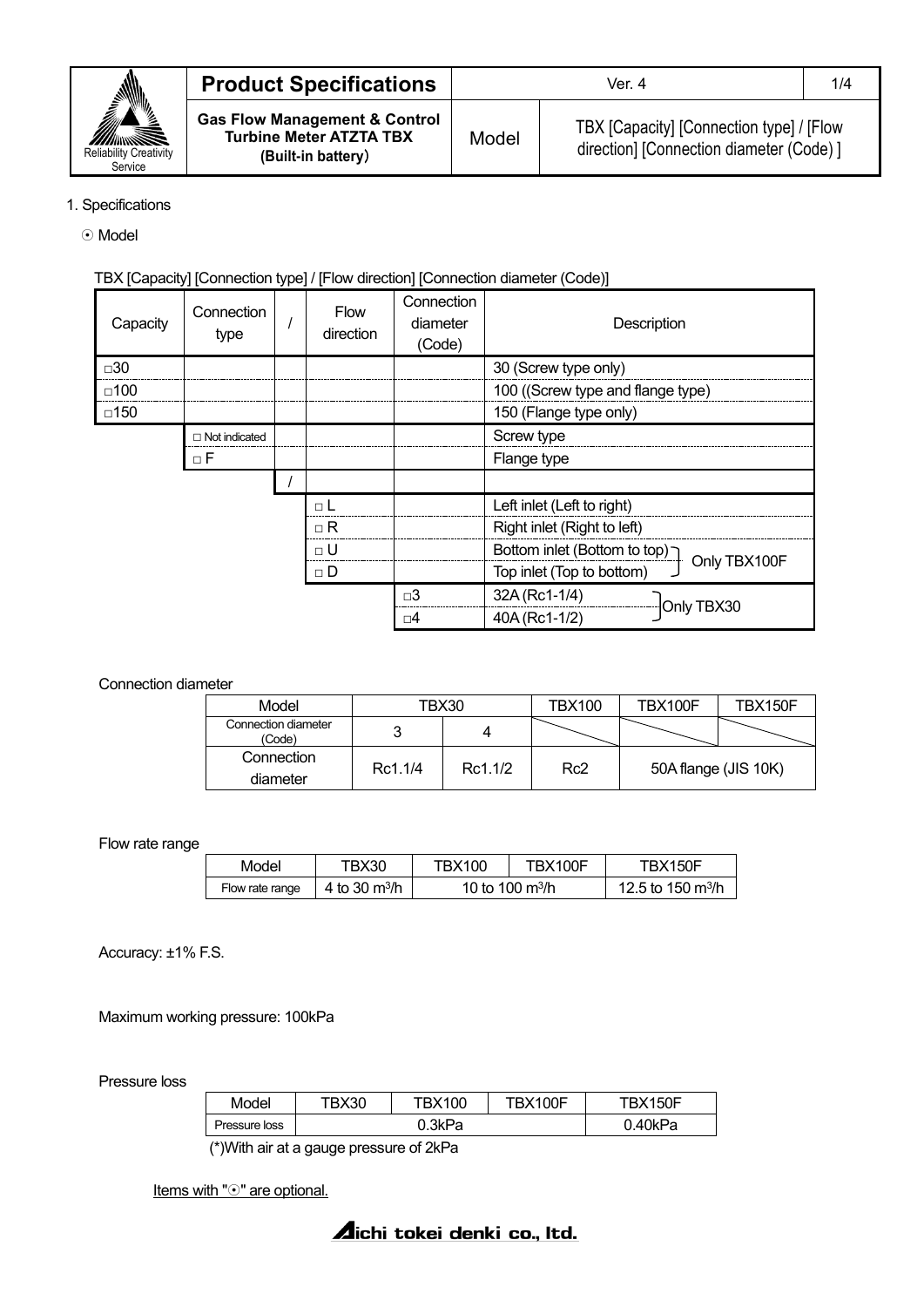| Product Specifications | Ver. 4 | |
|---|---|---|
| **Gas Flow Management & Control Turbine Meter ATZTA TBX (Built-in battery)** | Model | TBX [Capacity] [Connection type] / [Flow direction] [Connection diameter (Code) ] |

1. Specifications

☉ Model

TBX [Capacity] [Connection type] / [Flow direction] [Connection diameter (Code)]

| Capacity | Connection type | / | Flow direction | Connection diameter (Code) | Description |
|---|---|---|---|---|---|
| □30 | | | | | 30 (Screw type only) |
| □100 | | | | | 100 ((Screw type and flange type) |
| □150 | | | | | 150 (Flange type only) |
| | □ Not indicated | | | | Screw type |
| | □ F | | | | Flange type |
| | | / | | | |
| | | | □ L | | Left inlet (Left to right) |
| | | | □ R | | Right inlet (Right to left) |
| | | | □ U | | Bottom inlet (Bottom to top) — Only TBX100F |
| | | | □ D | | Top inlet (Top to bottom) — Only TBX100F |
| | | | | □3 | 32A (Rc1-1/4) — Only TBX30 |
| | | | | □4 | 40A (Rc1-1/2) — Only TBX30 |

Connection diameter

| Model | TBX30 | | TBX100 | TBX100F | TBX150F |
|---|---|---|---|---|---|
| Connection diameter (Code) | 3 | 4 | | | |
| Connection diameter | Rc1.1/4 | Rc1.1/2 | Rc2 | 50A flange (JIS 10K) | |

Flow rate range

| Model | TBX30 | TBX100 | TBX100F | TBX150F |
|---|---|---|---|---|
| Flow rate range | 4 to 30 $m^3/h$ | 10 to 100 $m^3/h$ | | 12.5 to 150 $m^3/h$ |

Accuracy: ±1% F.S.

Maximum working pressure: 100kPa

Pressure loss

| Model | TBX30 | TBX100 | TBX100F | TBX150F |
|---|---|---|---|---|
| Pressure loss | 0.3kPa | | | 0.40kPa |

(*)With air at a gauge pressure of 2kPa

Items with "☉" are optional.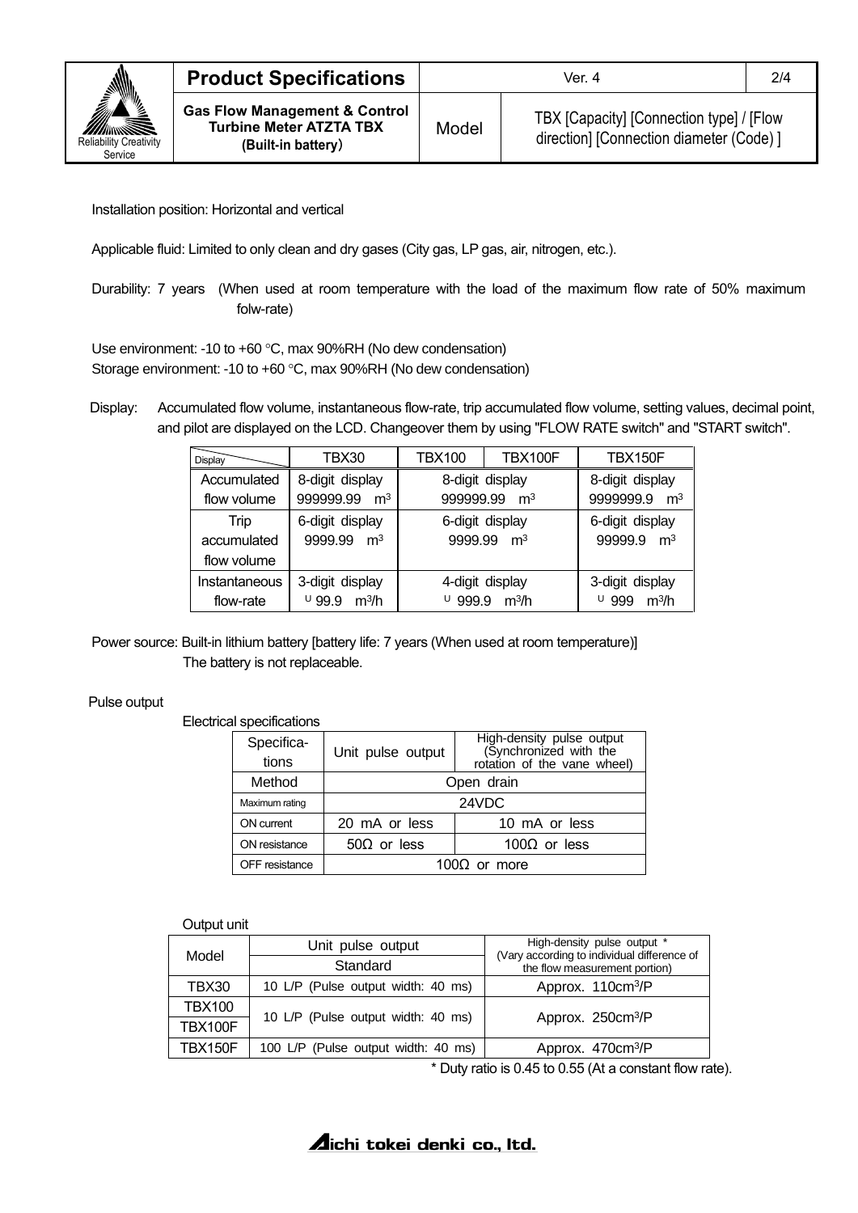Installation position: Horizontal and vertical

Applicable fluid: Limited to only clean and dry gases (City gas, LP gas, air, nitrogen, etc.).

Durability: 7 years (When used at room temperature with the load of the maximum flow rate of 50% maximum folw-rate)

Use environment: -10 to +60 °C, max 90%RH (No dew condensation)
Storage environment: -10 to +60 °C, max 90%RH (No dew condensation)

Display: Accumulated flow volume, instantaneous flow-rate, trip accumulated flow volume, setting values, decimal point, and pilot are displayed on the LCD. Changeover them by using "FLOW RATE switch" and "START switch".

| Display | TBX30 | TBX100 | TBX100F | TBX150F |
|---|---|---|---|---|
| Accumulated flow volume | 8-digit display 999999.99 $m^3$ | 8-digit display 999999.99 $m^3$ | | 8-digit display 9999999.9 $m^3$ |
| Trip accumulated flow volume | 6-digit display 9999.99 $m^3$ | 6-digit display 9999.99 $m^3$ | | 6-digit display 99999.9 $m^3$ |
| Instantaneous flow-rate | 3-digit display ∪ 99.9 $m^3/h$ | 4-digit display ∪ 999.9 $m^3/h$ | | 3-digit display ∪ 999 $m^3/h$ |

Power source: Built-in lithium battery [battery life: 7 years (When used at room temperature)]
The battery is not replaceable.

Pulse output

Electrical specifications

| Specifications | Unit pulse output | High-density pulse output (Synchronized with the rotation of the vane wheel) |
|---|---|---|
| Method | Open drain | |
| Maximum rating | 24VDC | |
| ON current | 20 mA or less | 10 mA or less |
| ON resistance | 50Ω or less | 100Ω or less |
| OFF resistance | 100Ω or more | |

Output unit

| Model | Unit pulse output | High-density pulse output * (Vary according to individual difference of the flow measurement portion) |
|---|---|---|
| | Standard | |
| TBX30 | 10 L/P (Pulse output width: 40 ms) | Approx. 110$cm^3$/P |
| TBX100 | 10 L/P (Pulse output width: 40 ms) | Approx. 250$cm^3$/P |
| TBX100F | | |
| TBX150F | 100 L/P (Pulse output width: 40 ms) | Approx. 470$cm^3$/P |

\* Duty ratio is 0.45 to 0.55 (At a constant flow rate).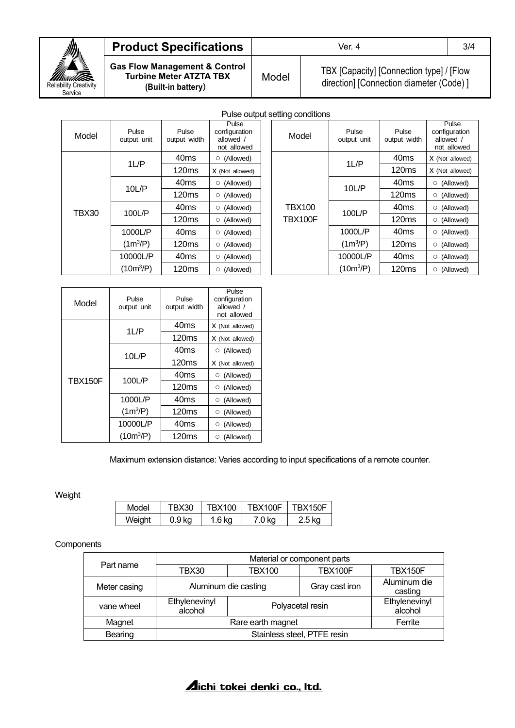Pulse output setting conditions

| Model | Pulse output unit | Pulse output width | Pulse configuration allowed / not allowed |
|---|---|---|---|
| TBX30 | 1L/P | 40ms | ○ (Allowed) |
| | | 120ms | X (Not allowed) |
| | 10L/P | 40ms | ○ (Allowed) |
| | | 120ms | ○ (Allowed) |
| | 100L/P | 40ms | ○ (Allowed) |
| | | 120ms | ○ (Allowed) |
| | 1000L/P ($1m^3$/P) | 40ms | ○ (Allowed) |
| | | 120ms | ○ (Allowed) |
| | 10000L/P ($10m^3$/P) | 40ms | ○ (Allowed) |
| | | 120ms | ○ (Allowed) |

| Model | Pulse output unit | Pulse output width | Pulse configuration allowed / not allowed |
|---|---|---|---|
| TBX100 TBX100F | 1L/P | 40ms | X (Not allowed) |
| | | 120ms | X (Not allowed) |
| | 10L/P | 40ms | ○ (Allowed) |
| | | 120ms | ○ (Allowed) |
| | 100L/P | 40ms | ○ (Allowed) |
| | | 120ms | ○ (Allowed) |
| | 1000L/P ($1m^3$/P) | 40ms | ○ (Allowed) |
| | | 120ms | ○ (Allowed) |
| | 10000L/P ($10m^3$/P) | 40ms | ○ (Allowed) |
| | | 120ms | ○ (Allowed) |

| Model | Pulse output unit | Pulse output width | Pulse configuration allowed / not allowed |
|---|---|---|---|
| TBX150F | 1L/P | 40ms | X (Not allowed) |
| | | 120ms | X (Not allowed) |
| | 10L/P | 40ms | ○ (Allowed) |
| | | 120ms | X (Not allowed) |
| | 100L/P | 40ms | ○ (Allowed) |
| | | 120ms | ○ (Allowed) |
| | 1000L/P ($1m^3$/P) | 40ms | ○ (Allowed) |
| | | 120ms | ○ (Allowed) |
| | 10000L/P ($10m^3$/P) | 40ms | ○ (Allowed) |
| | | 120ms | ○ (Allowed) |

Maximum extension distance: Varies according to input specifications of a remote counter.

Weight

| Model | TBX30 | TBX100 | TBX100F | TBX150F |
|---|---|---|---|---|
| Weight | 0.9 kg | 1.6 kg | 7.0 kg | 2.5 kg |

Components

| Part name | Material or component parts | | | |
|---|---|---|---|---|
| | TBX30 | TBX100 | TBX100F | TBX150F |
| Meter casing | Aluminum die casting | | Gray cast iron | Aluminum die casting |
| vane wheel | Ethylenevinyl alcohol | Polyacetal resin | | Ethylenevinyl alcohol |
| Magnet | Rare earth magnet | | | Ferrite |
| Bearing | Stainless steel, PTFE resin | | | |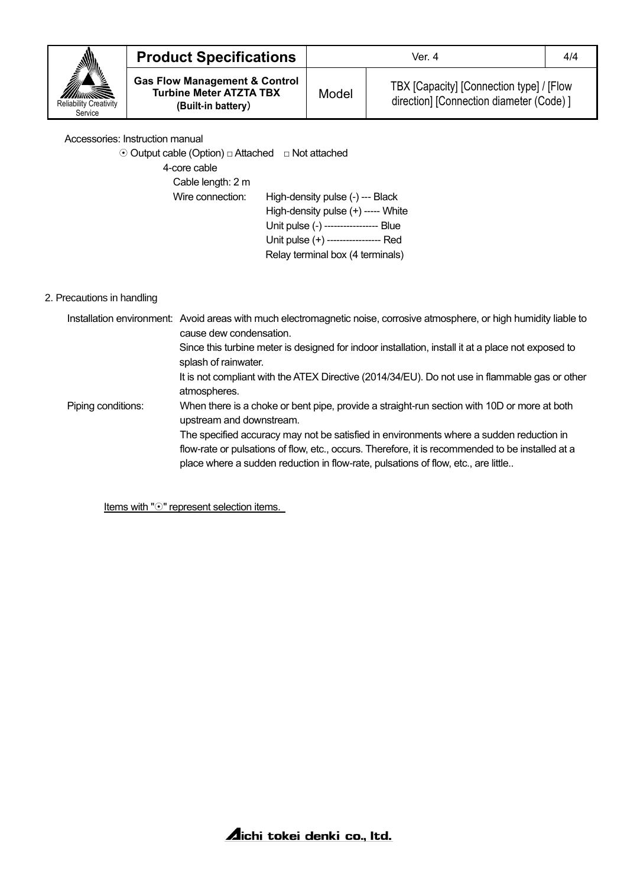Accessories: Instruction manual

☉ Output cable (Option) □ Attached □ Not attached

4-core cable

Cable length: 2 m

Wire connection: High-density pulse (-) --- Black
High-density pulse (+) ----- White
Unit pulse (-) ----------------- Blue
Unit pulse (+) ----------------- Red
Relay terminal box (4 terminals)

2. Precautions in handling

Installation environment: Avoid areas with much electromagnetic noise, corrosive atmosphere, or high humidity liable to cause dew condensation.
Since this turbine meter is designed for indoor installation, install it at a place not exposed to splash of rainwater.
It is not compliant with the ATEX Directive (2014/34/EU). Do not use in flammable gas or other atmospheres.

Piping conditions: When there is a choke or bent pipe, provide a straight-run section with 10D or more at both upstream and downstream.
The specified accuracy may not be satisfied in environments where a sudden reduction in flow-rate or pulsations of flow, etc., occurs. Therefore, it is recommended to be installed at a place where a sudden reduction in flow-rate, pulsations of flow, etc., are little..

Items with "☉" represent selection items.

Aichi tokei denki co., ltd.